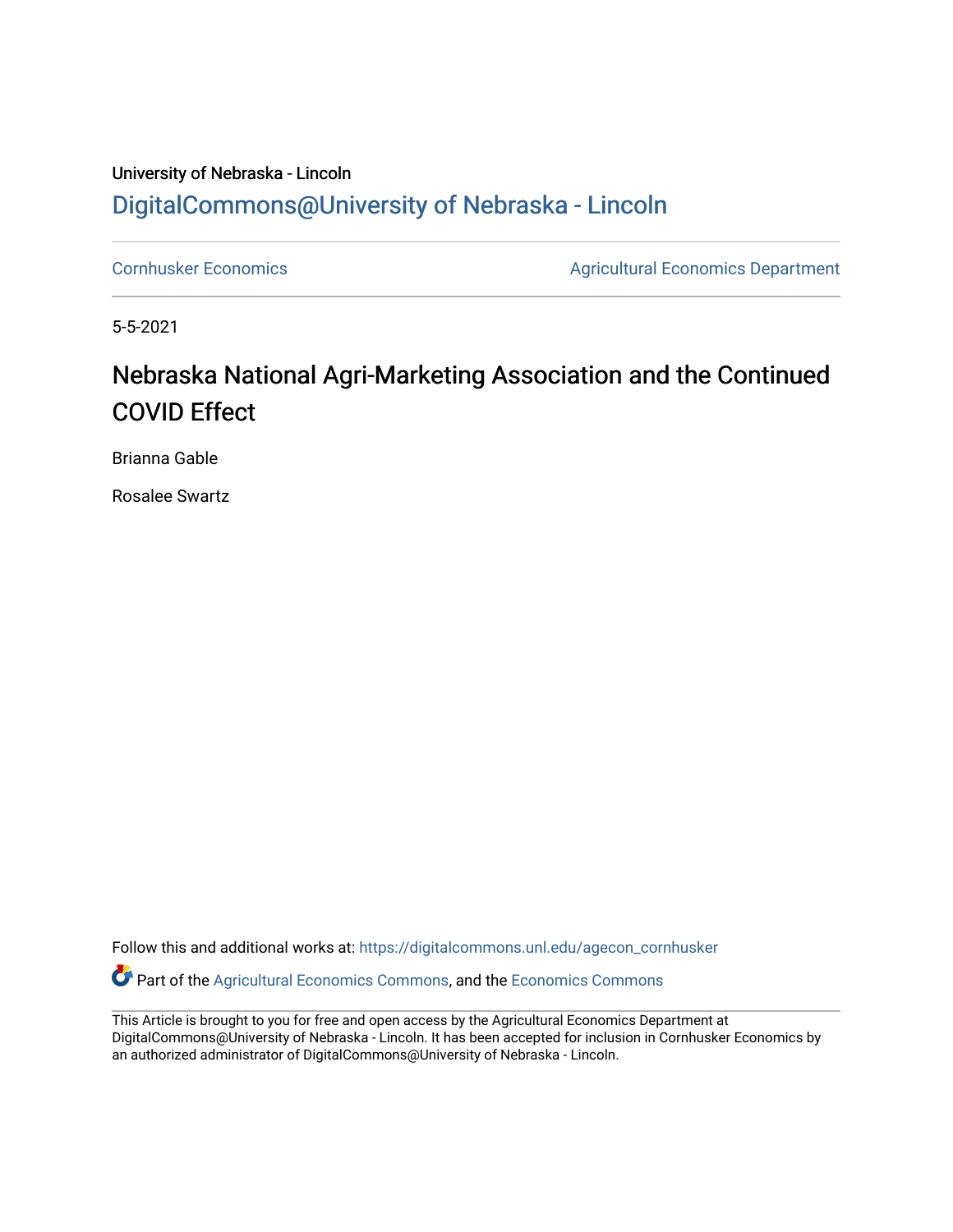University of Nebraska - Lincoln

DigitalCommons@University of Nebraska - Lincoln

Cornhusker Economics | Agricultural Economics Department

5-5-2021

# Nebraska National Agri-Marketing Association and the Continued COVID Effect

Brianna Gable

Rosalee Swartz

Follow this and additional works at: https://digitalcommons.unl.edu/agecon_cornhusker

Part of the Agricultural Economics Commons, and the Economics Commons

This Article is brought to you for free and open access by the Agricultural Economics Department at DigitalCommons@University of Nebraska - Lincoln. It has been accepted for inclusion in Cornhusker Economics by an authorized administrator of DigitalCommons@University of Nebraska - Lincoln.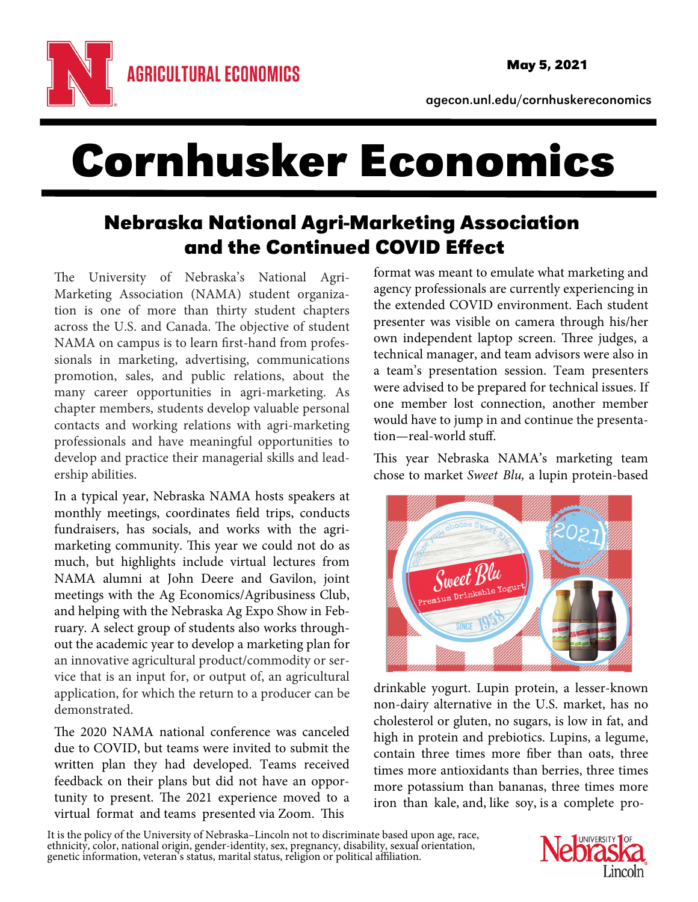# Cornhusker Economics

## Nebraska National Agri-Marketing Association and the Continued COVID Effect

The University of Nebraska's National Agri-Marketing Association (NAMA) student organization is one of more than thirty student chapters across the U.S. and Canada. The objective of student NAMA on campus is to learn first-hand from professionals in marketing, advertising, communications promotion, sales, and public relations, about the many career opportunities in agri-marketing. As chapter members, students develop valuable personal contacts and working relations with agri-marketing professionals and have meaningful opportunities to develop and practice their managerial skills and leadership abilities.

In a typical year, Nebraska NAMA hosts speakers at monthly meetings, coordinates field trips, conducts fundraisers, has socials, and works with the agri-marketing community. This year we could not do as much, but highlights include virtual lectures from NAMA alumni at John Deere and Gavilon, joint meetings with the Ag Economics/Agribusiness Club, and helping with the Nebraska Ag Expo Show in February. A select group of students also works throughout the academic year to develop a marketing plan for an innovative agricultural product/commodity or service that is an input for, or output of, an agricultural application, for which the return to a producer can be demonstrated.

The 2020 NAMA national conference was canceled due to COVID, but teams were invited to submit the written plan they had developed. Teams received feedback on their plans but did not have an opportunity to present. The 2021 experience moved to a virtual format and teams presented via Zoom. This format was meant to emulate what marketing and agency professionals are currently experiencing in the extended COVID environment. Each student presenter was visible on camera through his/her own independent laptop screen. Three judges, a technical manager, and team advisors were also in a team's presentation session. Team presenters were advised to be prepared for technical issues. If one member lost connection, another member would have to jump in and continue the presentation—real-world stuff.

This year Nebraska NAMA's marketing team chose to market *Sweet Blu,* a lupin protein-based drinkable yogurt. Lupin protein, a lesser-known non-dairy alternative in the U.S. market, has no cholesterol or gluten, no sugars, is low in fat, and high in protein and prebiotics. Lupins, a legume, contain three times more fiber than oats, three times more antioxidants than berries, three times more potassium than bananas, three times more iron than kale, and, like soy, is a complete pro-

It is the policy of the University of Nebraska–Lincoln not to discriminate based upon age, race, ethnicity, color, national origin, gender-identity, sex, pregnancy, disability, sexual orientation, genetic information, veteran's status, marital status, religion or political affiliation.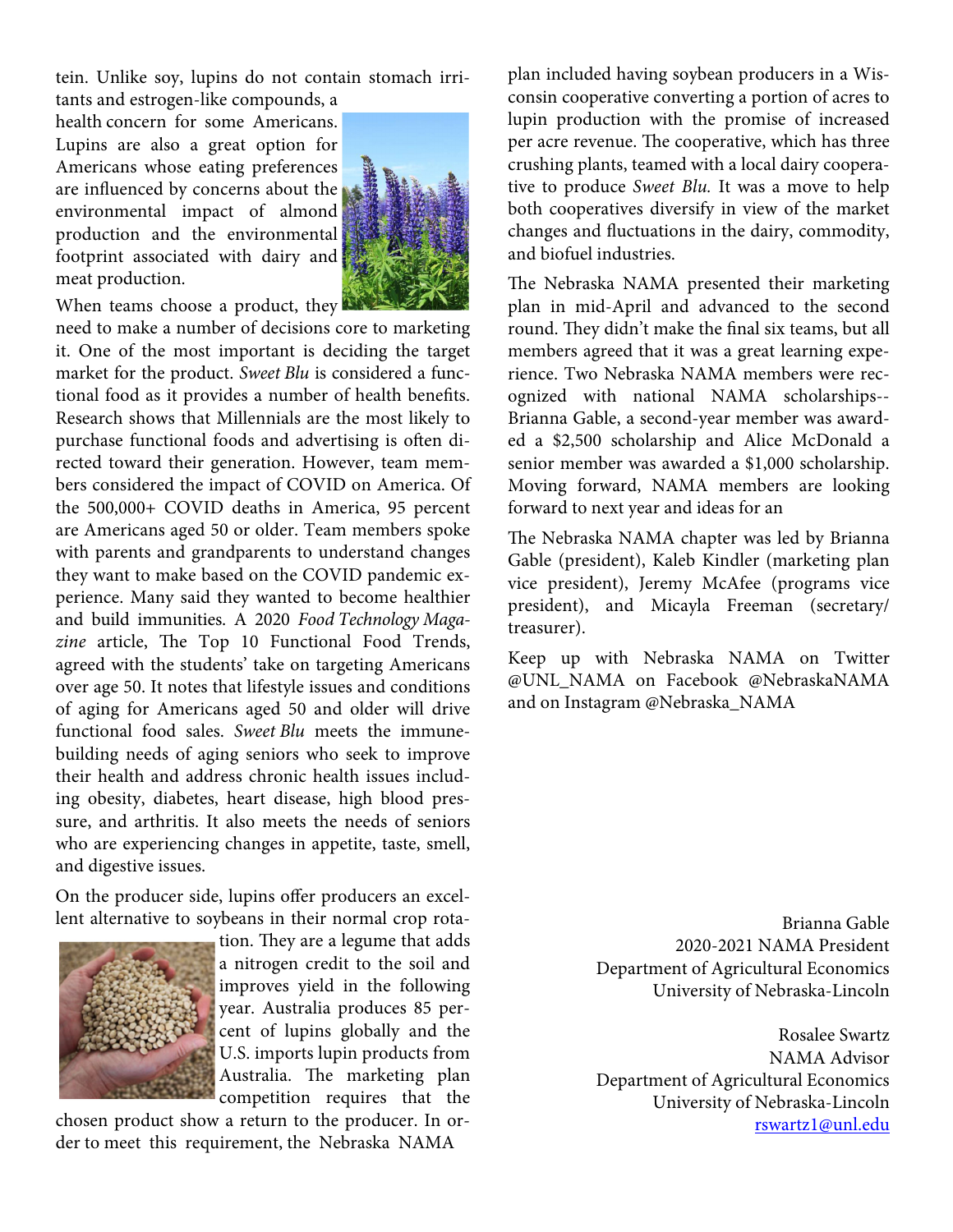tein. Unlike soy, lupins do not contain stomach irritants and estrogen-like compounds, a health concern for some Americans. Lupins are also a great option for Americans whose eating preferences are influenced by concerns about the environmental impact of almond production and the environmental footprint associated with dairy and meat production.

When teams choose a product, they need to make a number of decisions core to marketing it. One of the most important is deciding the target market for the product. *Sweet Blu* is considered a functional food as it provides a number of health benefits. Research shows that Millennials are the most likely to purchase functional foods and advertising is often directed toward their generation. However, team members considered the impact of COVID on America. Of the 500,000+ COVID deaths in America, 95 percent are Americans aged 50 or older. Team members spoke with parents and grandparents to understand changes they want to make based on the COVID pandemic experience. Many said they wanted to become healthier and build immunities. A 2020 *Food Technology Magazine* article, The Top 10 Functional Food Trends, agreed with the students' take on targeting Americans over age 50. It notes that lifestyle issues and conditions of aging for Americans aged 50 and older will drive functional food sales. *Sweet Blu* meets the immune-building needs of aging seniors who seek to improve their health and address chronic health issues including obesity, diabetes, heart disease, high blood pressure, and arthritis. It also meets the needs of seniors who are experiencing changes in appetite, taste, smell, and digestive issues.

On the producer side, lupins offer producers an excellent alternative to soybeans in their normal crop rotation. They are a legume that adds a nitrogen credit to the soil and improves yield in the following year. Australia produces 85 percent of lupins globally and the U.S. imports lupin products from Australia. The marketing plan competition requires that the chosen product show a return to the producer. In order to meet this requirement, the Nebraska NAMA plan included having soybean producers in a Wisconsin cooperative converting a portion of acres to lupin production with the promise of increased per acre revenue. The cooperative, which has three crushing plants, teamed with a local dairy cooperative to produce *Sweet Blu.* It was a move to help both cooperatives diversify in view of the market changes and fluctuations in the dairy, commodity, and biofuel industries.

The Nebraska NAMA presented their marketing plan in mid-April and advanced to the second round. They didn't make the final six teams, but all members agreed that it was a great learning experience. Two Nebraska NAMA members were recognized with national NAMA scholarships--Brianna Gable, a second-year member was awarded a $2,500 scholarship and Alice McDonald a senior member was awarded a $1,000 scholarship. Moving forward, NAMA members are looking forward to next year and ideas for an

The Nebraska NAMA chapter was led by Brianna Gable (president), Kaleb Kindler (marketing plan vice president), Jeremy McAfee (programs vice president), and Micayla Freeman (secretary/treasurer).

Keep up with Nebraska NAMA on Twitter @UNL_NAMA on Facebook @NebraskaNAMA and on Instagram @Nebraska_NAMA

Brianna Gable
2020-2021 NAMA President
Department of Agricultural Economics
University of Nebraska-Lincoln

Rosalee Swartz
NAMA Advisor
Department of Agricultural Economics
University of Nebraska-Lincoln
rswartz1@unl.edu